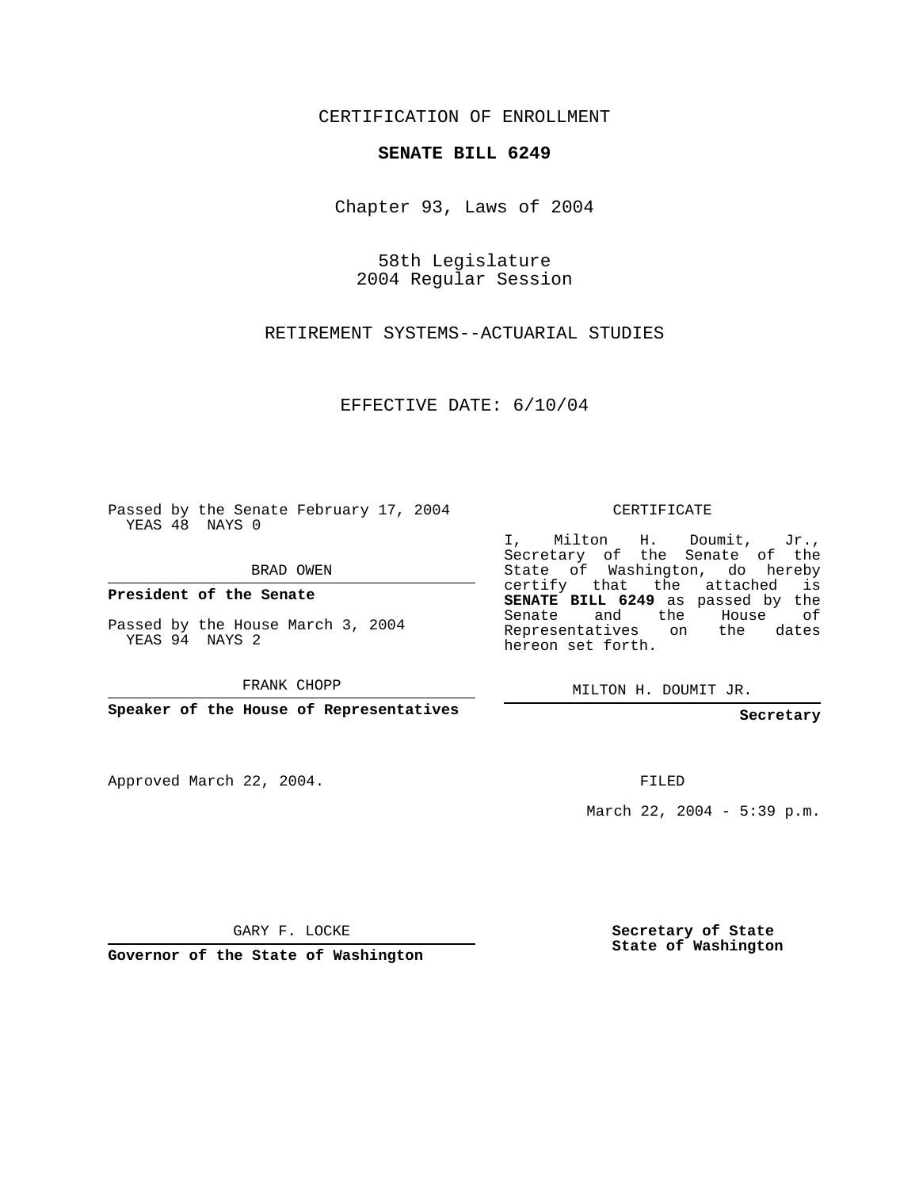CERTIFICATION OF ENROLLMENT

**SENATE BILL 6249**

Chapter 93, Laws of 2004

58th Legislature
2004 Regular Session

RETIREMENT SYSTEMS--ACTUARIAL STUDIES

EFFECTIVE DATE: 6/10/04

Passed by the Senate February 17, 2004
YEAS 48 NAYS 0

BRAD OWEN

**President of the Senate**

Passed by the House March 3, 2004
YEAS 94 NAYS 2

FRANK CHOPP

**Speaker of the House of Representatives**

CERTIFICATE

I, Milton H. Doumit, Jr., Secretary of the Senate of the State of Washington, do hereby certify that the attached is **SENATE BILL 6249** as passed by the Senate and the House of Representatives on the dates hereon set forth.

MILTON H. DOUMIT JR.

**Secretary**

Approved March 22, 2004.

FILED

March 22, 2004 - 5:39 p.m.

GARY F. LOCKE

**Governor of the State of Washington**

**Secretary of State**
**State of Washington**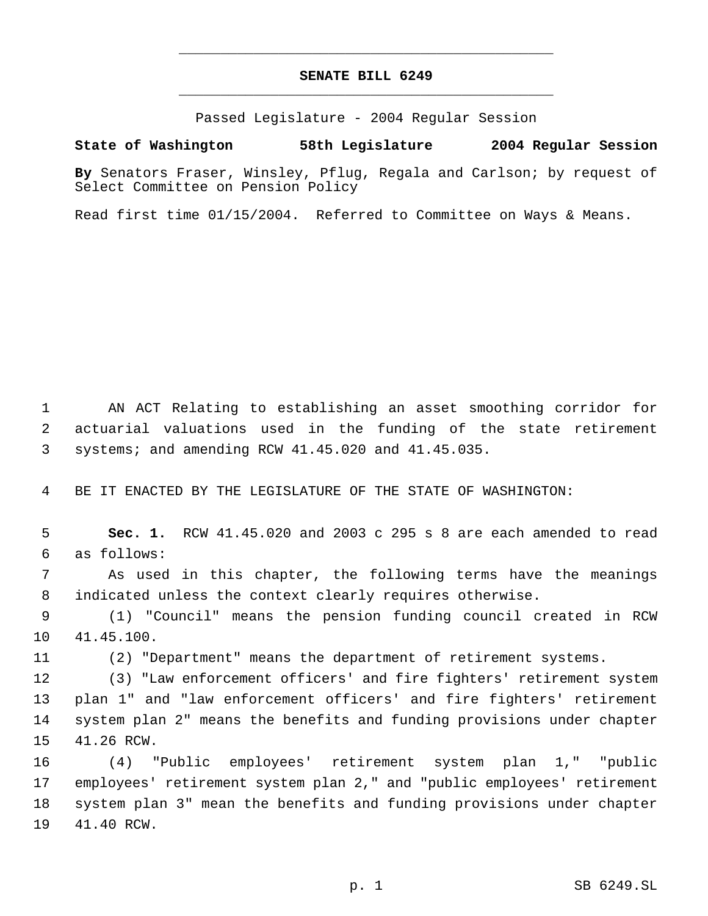# SENATE BILL 6249

Passed Legislature - 2004 Regular Session

**State of Washington 58th Legislature 2004 Regular Session**

**By** Senators Fraser, Winsley, Pflug, Regala and Carlson; by request of Select Committee on Pension Policy

Read first time 01/15/2004. Referred to Committee on Ways & Means.

AN ACT Relating to establishing an asset smoothing corridor for actuarial valuations used in the funding of the state retirement systems; and amending RCW 41.45.020 and 41.45.035.

BE IT ENACTED BY THE LEGISLATURE OF THE STATE OF WASHINGTON:

**Sec. 1.** RCW 41.45.020 and 2003 c 295 s 8 are each amended to read as follows:

As used in this chapter, the following terms have the meanings indicated unless the context clearly requires otherwise.

(1) "Council" means the pension funding council created in RCW 41.45.100.

(2) "Department" means the department of retirement systems.

(3) "Law enforcement officers' and fire fighters' retirement system plan 1" and "law enforcement officers' and fire fighters' retirement system plan 2" means the benefits and funding provisions under chapter 41.26 RCW.

(4) "Public employees' retirement system plan 1," "public employees' retirement system plan 2," and "public employees' retirement system plan 3" mean the benefits and funding provisions under chapter 41.40 RCW.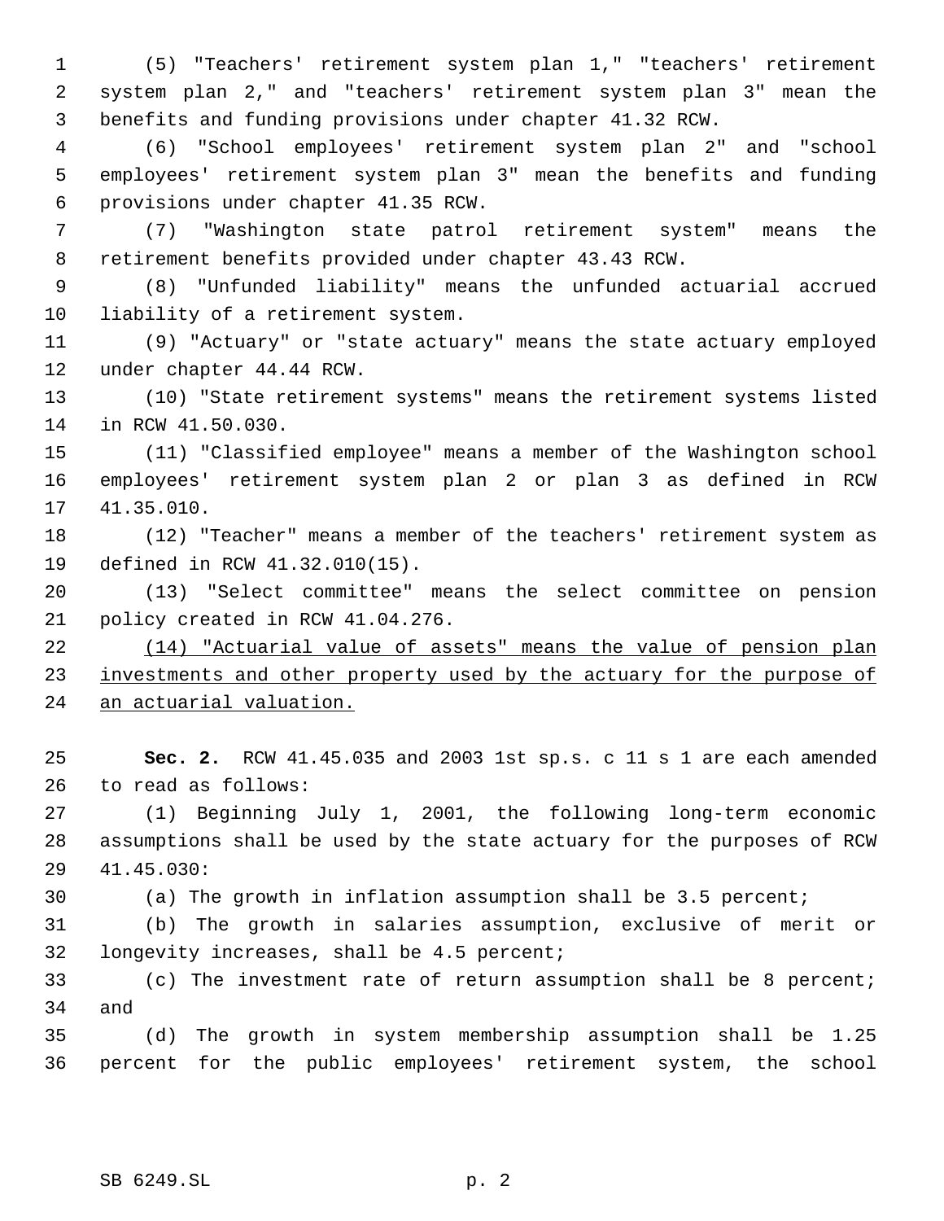(5) "Teachers' retirement system plan 1," "teachers' retirement system plan 2," and "teachers' retirement system plan 3" mean the benefits and funding provisions under chapter 41.32 RCW.

(6) "School employees' retirement system plan 2" and "school employees' retirement system plan 3" mean the benefits and funding provisions under chapter 41.35 RCW.

(7) "Washington state patrol retirement system" means the retirement benefits provided under chapter 43.43 RCW.

(8) "Unfunded liability" means the unfunded actuarial accrued liability of a retirement system.

(9) "Actuary" or "state actuary" means the state actuary employed under chapter 44.44 RCW.

(10) "State retirement systems" means the retirement systems listed in RCW 41.50.030.

(11) "Classified employee" means a member of the Washington school employees' retirement system plan 2 or plan 3 as defined in RCW 41.35.010.

(12) "Teacher" means a member of the teachers' retirement system as defined in RCW 41.32.010(15).

(13) "Select committee" means the select committee on pension policy created in RCW 41.04.276.

(14) "Actuarial value of assets" means the value of pension plan investments and other property used by the actuary for the purpose of an actuarial valuation.

**Sec. 2.** RCW 41.45.035 and 2003 1st sp.s. c 11 s 1 are each amended to read as follows:

(1) Beginning July 1, 2001, the following long-term economic assumptions shall be used by the state actuary for the purposes of RCW 41.45.030:

(a) The growth in inflation assumption shall be 3.5 percent;

(b) The growth in salaries assumption, exclusive of merit or longevity increases, shall be 4.5 percent;

(c) The investment rate of return assumption shall be 8 percent; and

(d) The growth in system membership assumption shall be 1.25 percent for the public employees' retirement system, the school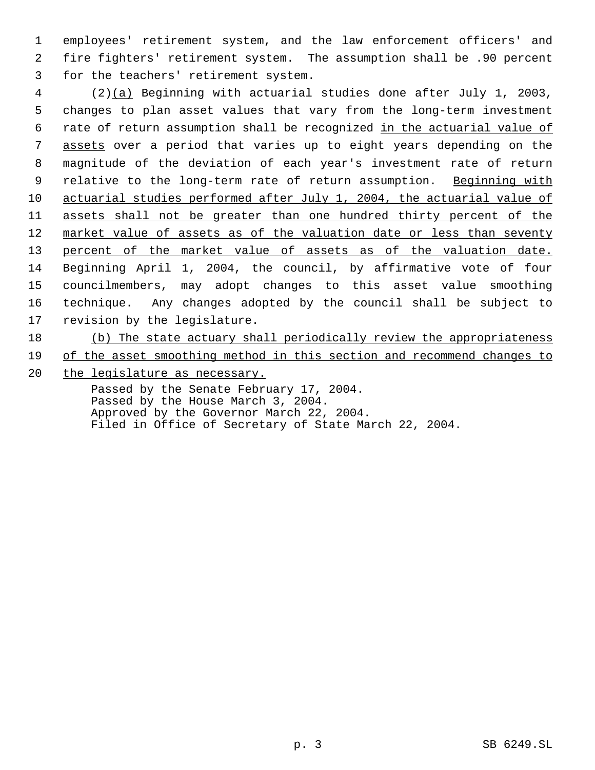employees' retirement system, and the law enforcement officers' and fire fighters' retirement system. The assumption shall be .90 percent for the teachers' retirement system.

(2)(a) Beginning with actuarial studies done after July 1, 2003, changes to plan asset values that vary from the long-term investment rate of return assumption shall be recognized in the actuarial value of assets over a period that varies up to eight years depending on the magnitude of the deviation of each year's investment rate of return relative to the long-term rate of return assumption. Beginning with actuarial studies performed after July 1, 2004, the actuarial value of assets shall not be greater than one hundred thirty percent of the market value of assets as of the valuation date or less than seventy percent of the market value of assets as of the valuation date. Beginning April 1, 2004, the council, by affirmative vote of four councilmembers, may adopt changes to this asset value smoothing technique. Any changes adopted by the council shall be subject to revision by the legislature.

(b) The state actuary shall periodically review the appropriateness of the asset smoothing method in this section and recommend changes to the legislature as necessary.

Passed by the Senate February 17, 2004.
Passed by the House March 3, 2004.
Approved by the Governor March 22, 2004.
Filed in Office of Secretary of State March 22, 2004.